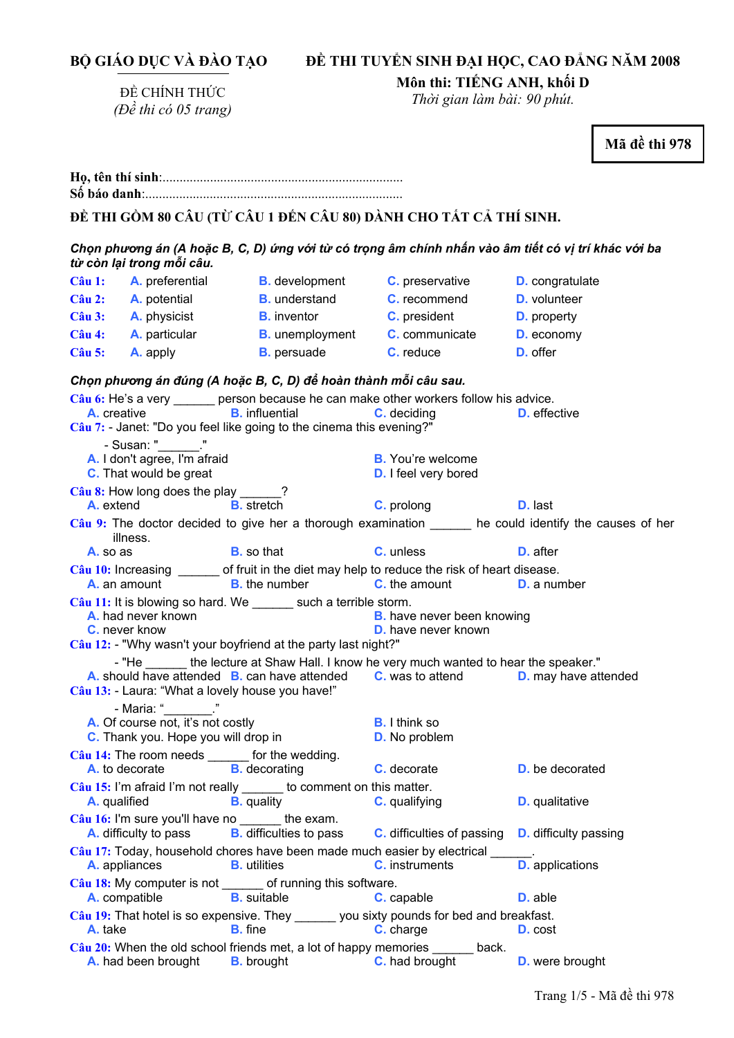**BỘ GIÁO DỤC VÀ ĐÀO TẠO**

ĐỀ CHÍNH THỨC
*(Đề thi có 05 trang)*

**ĐỀ THI TUYỂN SINH ĐẠI HỌC, CAO ĐẲNG NĂM 2008**
**Môn thi: TIẾNG ANH, khối D**
*Thời gian làm bài: 90 phút.*

**Mã đề thi 978**

**Họ, tên thí sinh**:..........................................................................
**Số báo danh**:..............................................................................

**ĐỀ THI GỒM 80 CÂU (TỪ CÂU 1 ĐẾN CÂU 80) DÀNH CHO TẤT CẢ THÍ SINH.**

***Chọn phương án (A hoặc B, C, D) ứng với từ có trọng âm chính nhấn vào âm tiết có vị trí khác với ba từ còn lại trong mỗi câu.***

**Câu 1:** A. preferential B. development C. preservative D. congratulate
**Câu 2:** A. potential B. understand C. recommend D. volunteer
**Câu 3:** A. physicist B. inventor C. president D. property
**Câu 4:** A. particular B. unemployment C. communicate D. economy
**Câu 5:** A. apply B. persuade C. reduce D. offer

***Chọn phương án đúng (A hoặc B, C, D) để hoàn thành mỗi câu sau.***

**Câu 6:** He's a very ______ person because he can make other workers follow his advice.
A. creative B. influential C. deciding D. effective

**Câu 7:** - Janet: "Do you feel like going to the cinema this evening?"
- Susan: "______."
A. I don't agree, I'm afraid B. You're welcome
C. That would be great D. I feel very bored

**Câu 8:** How long does the play ______?
A. extend B. stretch C. prolong D. last

**Câu 9:** The doctor decided to give her a thorough examination ______ he could identify the causes of her illness.
A. so as B. so that C. unless D. after

**Câu 10:** Increasing ______ of fruit in the diet may help to reduce the risk of heart disease.
A. an amount B. the number C. the amount D. a number

**Câu 11:** It is blowing so hard. We ______ such a terrible storm.
A. had never known B. have never been knowing
C. never know D. have never known

**Câu 12:** - "Why wasn't your boyfriend at the party last night?"
- "He ______ the lecture at Shaw Hall. I know he very much wanted to hear the speaker."
A. should have attended B. can have attended C. was to attend D. may have attended

**Câu 13:** - Laura: "What a lovely house you have!"
- Maria: "______."
A. Of course not, it's not costly B. I think so
C. Thank you. Hope you will drop in D. No problem

**Câu 14:** The room needs ______ for the wedding.
A. to decorate B. decorating C. decorate D. be decorated

**Câu 15:** I'm afraid I'm not really ______ to comment on this matter.
A. qualified B. quality C. qualifying D. qualitative

**Câu 16:** I'm sure you'll have no ______ the exam.
A. difficulty to pass B. difficulties to pass C. difficulties of passing D. difficulty passing

**Câu 17:** Today, household chores have been made much easier by electrical ______.
A. appliances B. utilities C. instruments D. applications

**Câu 18:** My computer is not ______ of running this software.
A. compatible B. suitable C. capable D. able

**Câu 19:** That hotel is so expensive. They ______ you sixty pounds for bed and breakfast.
A. take B. fine C. charge D. cost

**Câu 20:** When the old school friends met, a lot of happy memories ______ back.
A. had been brought B. brought C. had brought D. were brought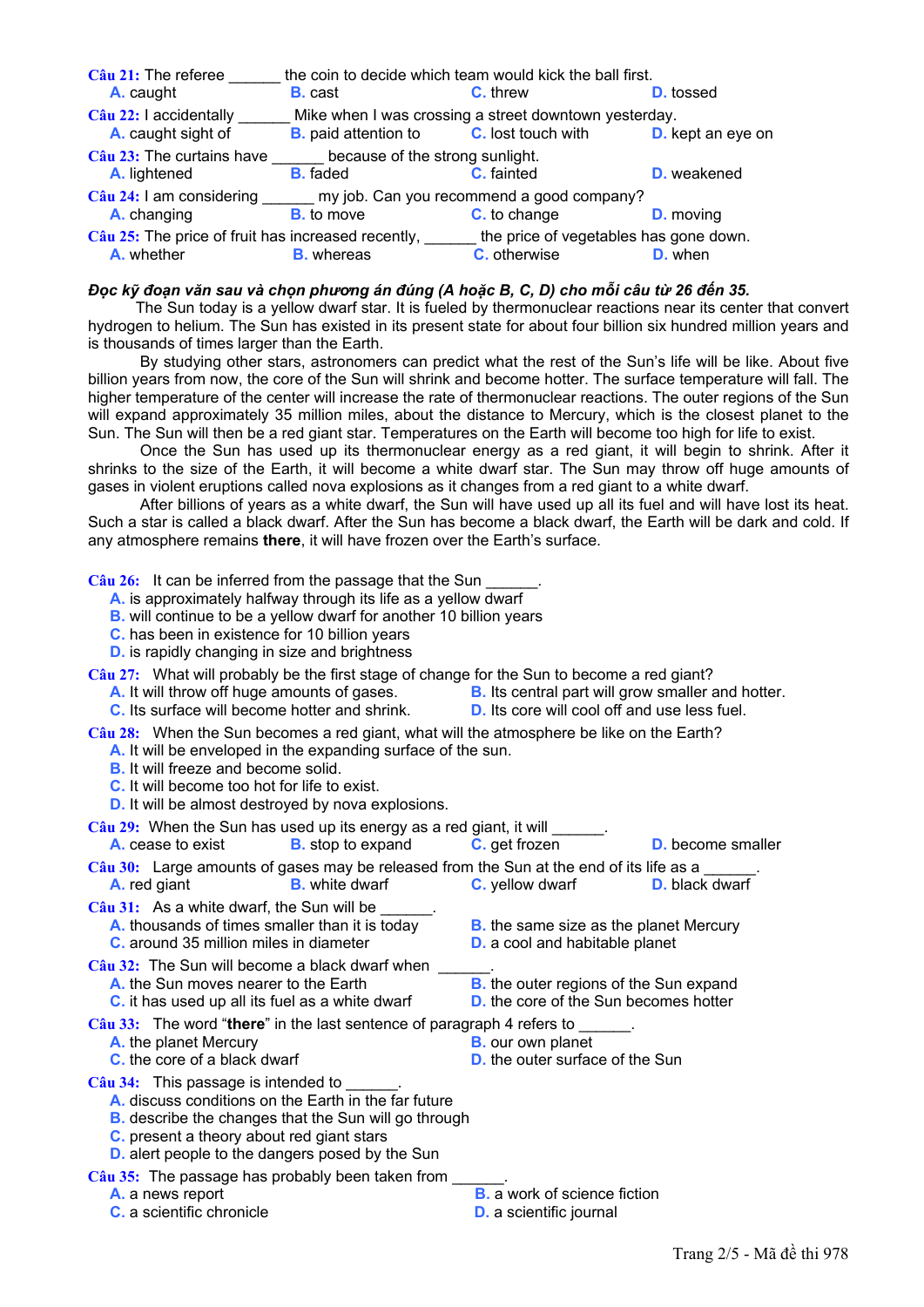**Câu 21:** The referee ______ the coin to decide which team would kick the ball first.

A. caught  B. cast  C. threw  D. tossed

**Câu 22:** I accidentally ______ Mike when I was crossing a street downtown yesterday.

A. caught sight of  B. paid attention to  C. lost touch with  D. kept an eye on

**Câu 23:** The curtains have ______ because of the strong sunlight.

A. lightened  B. faded  C. fainted  D. weakened

**Câu 24:** I am considering ______ my job. Can you recommend a good company?

A. changing  B. to move  C. to change  D. moving

**Câu 25:** The price of fruit has increased recently, ______ the price of vegetables has gone down.

A. whether  B. whereas  C. otherwise  D. when

***Đọc kỹ đoạn văn sau và chọn phương án đúng (A hoặc B, C, D) cho mỗi câu từ 26 đến 35.***

The Sun today is a yellow dwarf star. It is fueled by thermonuclear reactions near its center that convert hydrogen to helium. The Sun has existed in its present state for about four billion six hundred million years and is thousands of times larger than the Earth.

By studying other stars, astronomers can predict what the rest of the Sun's life will be like. About five billion years from now, the core of the Sun will shrink and become hotter. The surface temperature will fall. The higher temperature of the center will increase the rate of thermonuclear reactions. The outer regions of the Sun will expand approximately 35 million miles, about the distance to Mercury, which is the closest planet to the Sun. The Sun will then be a red giant star. Temperatures on the Earth will become too high for life to exist.

Once the Sun has used up its thermonuclear energy as a red giant, it will begin to shrink. After it shrinks to the size of the Earth, it will become a white dwarf star. The Sun may throw off huge amounts of gases in violent eruptions called nova explosions as it changes from a red giant to a white dwarf.

After billions of years as a white dwarf, the Sun will have used up all its fuel and will have lost its heat. Such a star is called a black dwarf. After the Sun has become a black dwarf, the Earth will be dark and cold. If any atmosphere remains **there**, it will have frozen over the Earth's surface.

**Câu 26:** It can be inferred from the passage that the Sun ______.

A. is approximately halfway through its life as a yellow dwarf
B. will continue to be a yellow dwarf for another 10 billion years
C. has been in existence for 10 billion years
D. is rapidly changing in size and brightness

**Câu 27:** What will probably be the first stage of change for the Sun to become a red giant?

A. It will throw off huge amounts of gases.
B. Its central part will grow smaller and hotter.
C. Its surface will become hotter and shrink.
D. Its core will cool off and use less fuel.

**Câu 28:** When the Sun becomes a red giant, what will the atmosphere be like on the Earth?

A. It will be enveloped in the expanding surface of the sun.
B. It will freeze and become solid.
C. It will become too hot for life to exist.
D. It will be almost destroyed by nova explosions.

**Câu 29:** When the Sun has used up its energy as a red giant, it will ______.

A. cease to exist  B. stop to expand  C. get frozen  D. become smaller

**Câu 30:** Large amounts of gases may be released from the Sun at the end of its life as a ______.

A. red giant  B. white dwarf  C. yellow dwarf  D. black dwarf

**Câu 31:** As a white dwarf, the Sun will be ______.

A. thousands of times smaller than it is today
B. the same size as the planet Mercury
C. around 35 million miles in diameter
D. a cool and habitable planet

**Câu 32:** The Sun will become a black dwarf when ______.

A. the Sun moves nearer to the Earth
B. the outer regions of the Sun expand
C. it has used up all its fuel as a white dwarf
D. the core of the Sun becomes hotter

**Câu 33:** The word "**there**" in the last sentence of paragraph 4 refers to ______.

A. the planet Mercury
B. our own planet
C. the core of a black dwarf
D. the outer surface of the Sun

**Câu 34:** This passage is intended to ______.

A. discuss conditions on the Earth in the far future
B. describe the changes that the Sun will go through
C. present a theory about red giant stars
D. alert people to the dangers posed by the Sun

**Câu 35:** The passage has probably been taken from ______.

A. a news report
B. a work of science fiction
C. a scientific chronicle
D. a scientific journal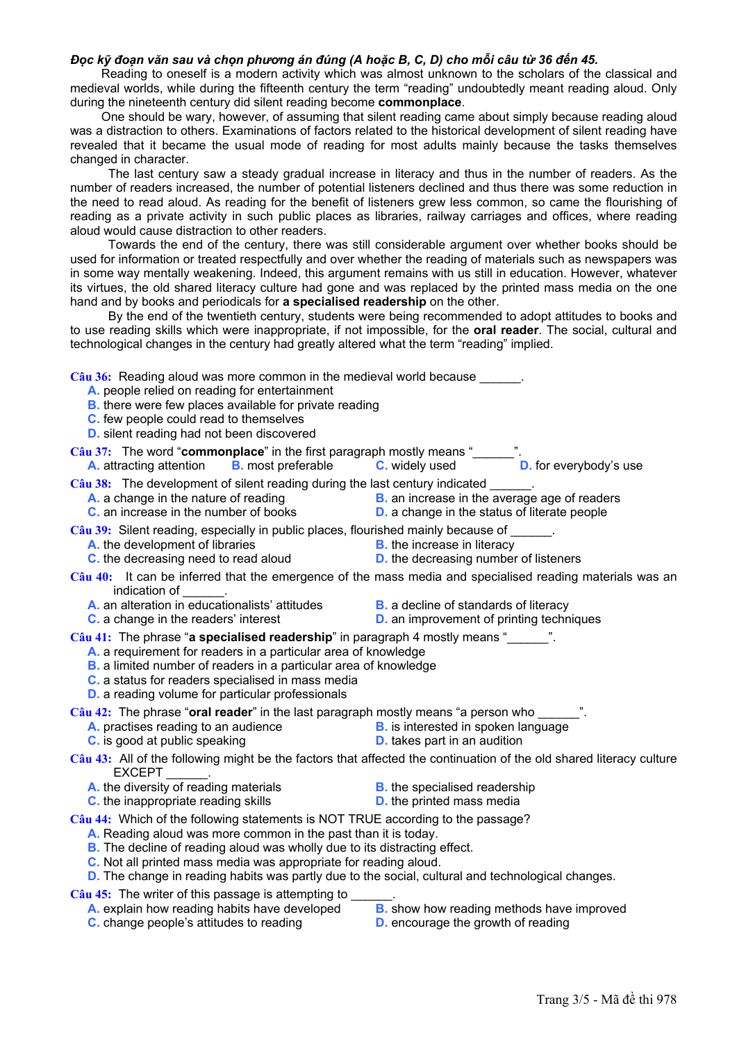***Đọc kỹ đoạn văn sau và chọn phương án đúng (A hoặc B, C, D) cho mỗi câu từ 36 đến 45.***

Reading to oneself is a modern activity which was almost unknown to the scholars of the classical and medieval worlds, while during the fifteenth century the term "reading" undoubtedly meant reading aloud. Only during the nineteenth century did silent reading become **commonplace**.

One should be wary, however, of assuming that silent reading came about simply because reading aloud was a distraction to others. Examinations of factors related to the historical development of silent reading have revealed that it became the usual mode of reading for most adults mainly because the tasks themselves changed in character.

The last century saw a steady gradual increase in literacy and thus in the number of readers. As the number of readers increased, the number of potential listeners declined and thus there was some reduction in the need to read aloud. As reading for the benefit of listeners grew less common, so came the flourishing of reading as a private activity in such public places as libraries, railway carriages and offices, where reading aloud would cause distraction to other readers.

Towards the end of the century, there was still considerable argument over whether books should be used for information or treated respectfully and over whether the reading of materials such as newspapers was in some way mentally weakening. Indeed, this argument remains with us still in education. However, whatever its virtues, the old shared literacy culture had gone and was replaced by the printed mass media on the one hand and by books and periodicals for **a specialised readership** on the other.

By the end of the twentieth century, students were being recommended to adopt attitudes to books and to use reading skills which were inappropriate, if not impossible, for the **oral reader**. The social, cultural and technological changes in the century had greatly altered what the term "reading" implied.

**Câu 36:** Reading aloud was more common in the medieval world because ______.

A. people relied on reading for entertainment
B. there were few places available for private reading
C. few people could read to themselves
D. silent reading had not been discovered

**Câu 37:** The word "**commonplace**" in the first paragraph mostly means "______".

A. attracting attention
B. most preferable
C. widely used
D. for everybody's use

**Câu 38:** The development of silent reading during the last century indicated ______.

A. a change in the nature of reading
B. an increase in the average age of readers
C. an increase in the number of books
D. a change in the status of literate people

**Câu 39:** Silent reading, especially in public places, flourished mainly because of ______.

A. the development of libraries
B. the increase in literacy
C. the decreasing need to read aloud
D. the decreasing number of listeners

**Câu 40:** It can be inferred that the emergence of the mass media and specialised reading materials was an indication of ______.

A. an alteration in educationalists' attitudes
B. a decline of standards of literacy
C. a change in the readers' interest
D. an improvement of printing techniques

**Câu 41:** The phrase "**a specialised readership**" in paragraph 4 mostly means "______".

A. a requirement for readers in a particular area of knowledge
B. a limited number of readers in a particular area of knowledge
C. a status for readers specialised in mass media
D. a reading volume for particular professionals

**Câu 42:** The phrase "**oral reader**" in the last paragraph mostly means "a person who ______".

A. practises reading to an audience
B. is interested in spoken language
C. is good at public speaking
D. takes part in an audition

**Câu 43:** All of the following might be the factors that affected the continuation of the old shared literacy culture EXCEPT ______.

A. the diversity of reading materials
B. the specialised readership
C. the inappropriate reading skills
D. the printed mass media

**Câu 44:** Which of the following statements is NOT TRUE according to the passage?

A. Reading aloud was more common in the past than it is today.
B. The decline of reading aloud was wholly due to its distracting effect.
C. Not all printed mass media was appropriate for reading aloud.
D. The change in reading habits was partly due to the social, cultural and technological changes.

**Câu 45:** The writer of this passage is attempting to ______.

A. explain how reading habits have developed
B. show how reading methods have improved
C. change people's attitudes to reading
D. encourage the growth of reading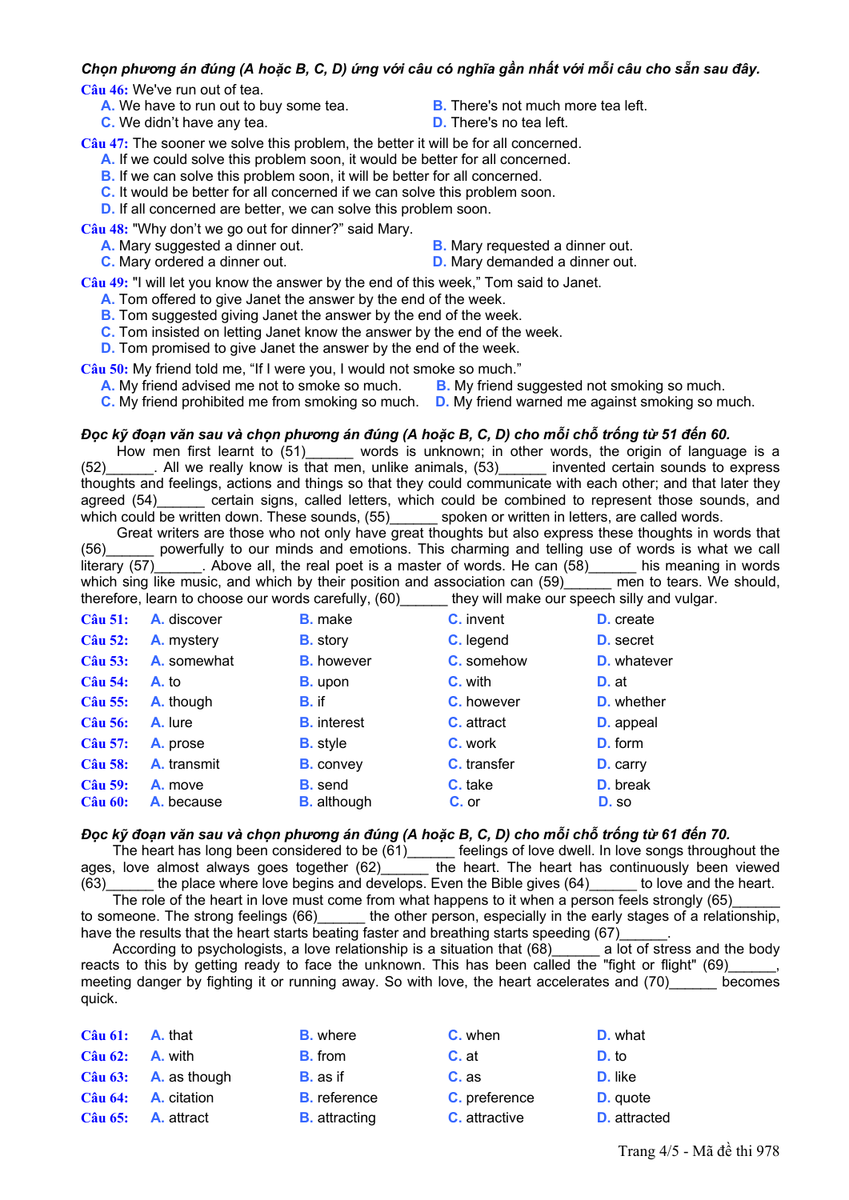***Chọn phương án đúng (A hoặc B, C, D) ứng với câu có nghĩa gần nhất với mỗi câu cho sẵn sau đây.***

**Câu 46:** We've run out of tea.

- **A.** We have to run out to buy some tea.
- **B.** There's not much more tea left.
- **C.** We didn't have any tea.
- **D.** There's no tea left.

**Câu 47:** The sooner we solve this problem, the better it will be for all concerned.

- **A.** If we could solve this problem soon, it would be better for all concerned.
- **B.** If we can solve this problem soon, it will be better for all concerned.
- **C.** It would be better for all concerned if we can solve this problem soon.
- **D.** If all concerned are better, we can solve this problem soon.

**Câu 48:** "Why don't we go out for dinner?" said Mary.

- **A.** Mary suggested a dinner out.
- **B.** Mary requested a dinner out.
- **C.** Mary ordered a dinner out.
- **D.** Mary demanded a dinner out.

**Câu 49:** "I will let you know the answer by the end of this week," Tom said to Janet.

- **A.** Tom offered to give Janet the answer by the end of the week.
- **B.** Tom suggested giving Janet the answer by the end of the week.
- **C.** Tom insisted on letting Janet know the answer by the end of the week.
- **D.** Tom promised to give Janet the answer by the end of the week.

**Câu 50:** My friend told me, "If I were you, I would not smoke so much."

- **A.** My friend advised me not to smoke so much.
- **B.** My friend suggested not smoking so much.
- **C.** My friend prohibited me from smoking so much.
- **D.** My friend warned me against smoking so much.

***Đọc kỹ đoạn văn sau và chọn phương án đúng (A hoặc B, C, D) cho mỗi chỗ trống từ 51 đến 60.***

How men first learnt to (51)______ words is unknown; in other words, the origin of language is a (52)______. All we really know is that men, unlike animals, (53)______ invented certain sounds to express thoughts and feelings, actions and things so that they could communicate with each other; and that later they agreed (54)______ certain signs, called letters, which could be combined to represent those sounds, and which could be written down. These sounds, (55)______ spoken or written in letters, are called words.

Great writers are those who not only have great thoughts but also express these thoughts in words that (56)______ powerfully to our minds and emotions. This charming and telling use of words is what we call literary (57)______. Above all, the real poet is a master of words. He can (58)______ his meaning in words which sing like music, and which by their position and association can (59)______ men to tears. We should, therefore, learn to choose our words carefully, (60)______ they will make our speech silly and vulgar.

| | A | B | C | D |
|---|---|---|---|---|
| **Câu 51:** | **A.** discover | **B.** make | **C.** invent | **D.** create |
| **Câu 52:** | **A.** mystery | **B.** story | **C.** legend | **D.** secret |
| **Câu 53:** | **A.** somewhat | **B.** however | **C.** somehow | **D.** whatever |
| **Câu 54:** | **A.** to | **B.** upon | **C.** with | **D.** at |
| **Câu 55:** | **A.** though | **B.** if | **C.** however | **D.** whether |
| **Câu 56:** | **A.** lure | **B.** interest | **C.** attract | **D.** appeal |
| **Câu 57:** | **A.** prose | **B.** style | **C.** work | **D.** form |
| **Câu 58:** | **A.** transmit | **B.** convey | **C.** transfer | **D.** carry |
| **Câu 59:** | **A.** move | **B.** send | **C.** take | **D.** break |
| **Câu 60:** | **A.** because | **B.** although | **C.** or | **D.** so |

***Đọc kỹ đoạn văn sau và chọn phương án đúng (A hoặc B, C, D) cho mỗi chỗ trống từ 61 đến 70.***

The heart has long been considered to be (61)______ feelings of love dwell. In love songs throughout the ages, love almost always goes together (62)______ the heart. The heart has continuously been viewed (63)______ the place where love begins and develops. Even the Bible gives (64)______ to love and the heart.

The role of the heart in love must come from what happens to it when a person feels strongly (65)______ to someone. The strong feelings (66)______ the other person, especially in the early stages of a relationship, have the results that the heart starts beating faster and breathing starts speeding (67)______.

According to psychologists, a love relationship is a situation that (68)______ a lot of stress and the body reacts to this by getting ready to face the unknown. This has been called the "fight or flight" (69)______, meeting danger by fighting it or running away. So with love, the heart accelerates and (70)______ becomes quick.

| | A | B | C | D |
|---|---|---|---|---|
| **Câu 61:** | **A.** that | **B.** where | **C.** when | **D.** what |
| **Câu 62:** | **A.** with | **B.** from | **C.** at | **D.** to |
| **Câu 63:** | **A.** as though | **B.** as if | **C.** as | **D.** like |
| **Câu 64:** | **A.** citation | **B.** reference | **C.** preference | **D.** quote |
| **Câu 65:** | **A.** attract | **B.** attracting | **C.** attractive | **D.** attracted |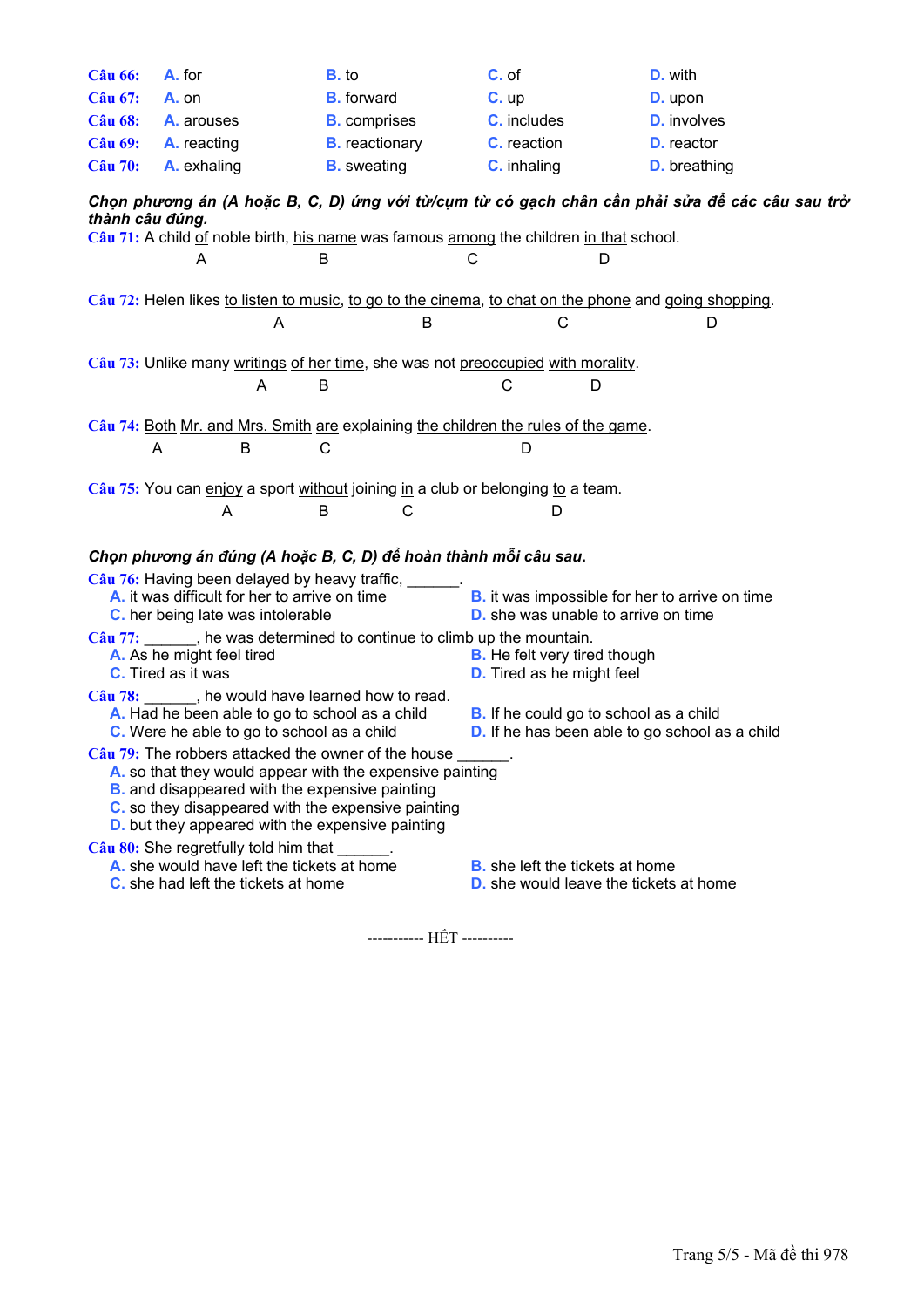**Câu 66:** A. for B. to C. of D. with

**Câu 67:** A. on B. forward C. up D. upon

**Câu 68:** A. arouses B. comprises C. includes D. involves

**Câu 69:** A. reacting B. reactionary C. reaction D. reactor

**Câu 70:** A. exhaling B. sweating C. inhaling D. breathing

***Chọn phương án (A hoặc B, C, D) ứng với từ/cụm từ có gạch chân cần phải sửa để các câu sau trở thành câu đúng.***

**Câu 71:** A child <u>of</u> noble birth, <u>his name</u> was famous <u>among</u> the children <u>in that</u> school.
A B C D

**Câu 72:** Helen likes <u>to listen to music</u>, <u>to go to the cinema</u>, <u>to chat on the phone</u> and <u>going shopping</u>.
A B C D

**Câu 73:** Unlike many <u>writings</u> <u>of her time</u>, she was not <u>preoccupied</u> <u>with morality</u>.
A B C D

**Câu 74:** <u>Both</u> <u>Mr. and Mrs. Smith</u> <u>are</u> explaining <u>the children the rules of the game</u>.
A B C D

**Câu 75:** You can <u>enjoy</u> a sport <u>without</u> joining <u>in</u> a club or belonging <u>to</u> a team.
A B C D

***Chọn phương án đúng (A hoặc B, C, D) để hoàn thành mỗi câu sau.***

**Câu 76:** Having been delayed by heavy traffic, ______.
A. it was difficult for her to arrive on time
B. it was impossible for her to arrive on time
C. her being late was intolerable
D. she was unable to arrive on time

**Câu 77:** ______, he was determined to continue to climb up the mountain.
A. As he might feel tired
B. He felt very tired though
C. Tired as it was
D. Tired as he might feel

**Câu 78:** ______, he would have learned how to read.
A. Had he been able to go to school as a child
B. If he could go to school as a child
C. Were he able to go to school as a child
D. If he has been able to go school as a child

**Câu 79:** The robbers attacked the owner of the house ______.
A. so that they would appear with the expensive painting
B. and disappeared with the expensive painting
C. so they disappeared with the expensive painting
D. but they appeared with the expensive painting

**Câu 80:** She regretfully told him that ______.
A. she would have left the tickets at home
B. she left the tickets at home
C. she had left the tickets at home
D. she would leave the tickets at home

----------- HẾT ----------